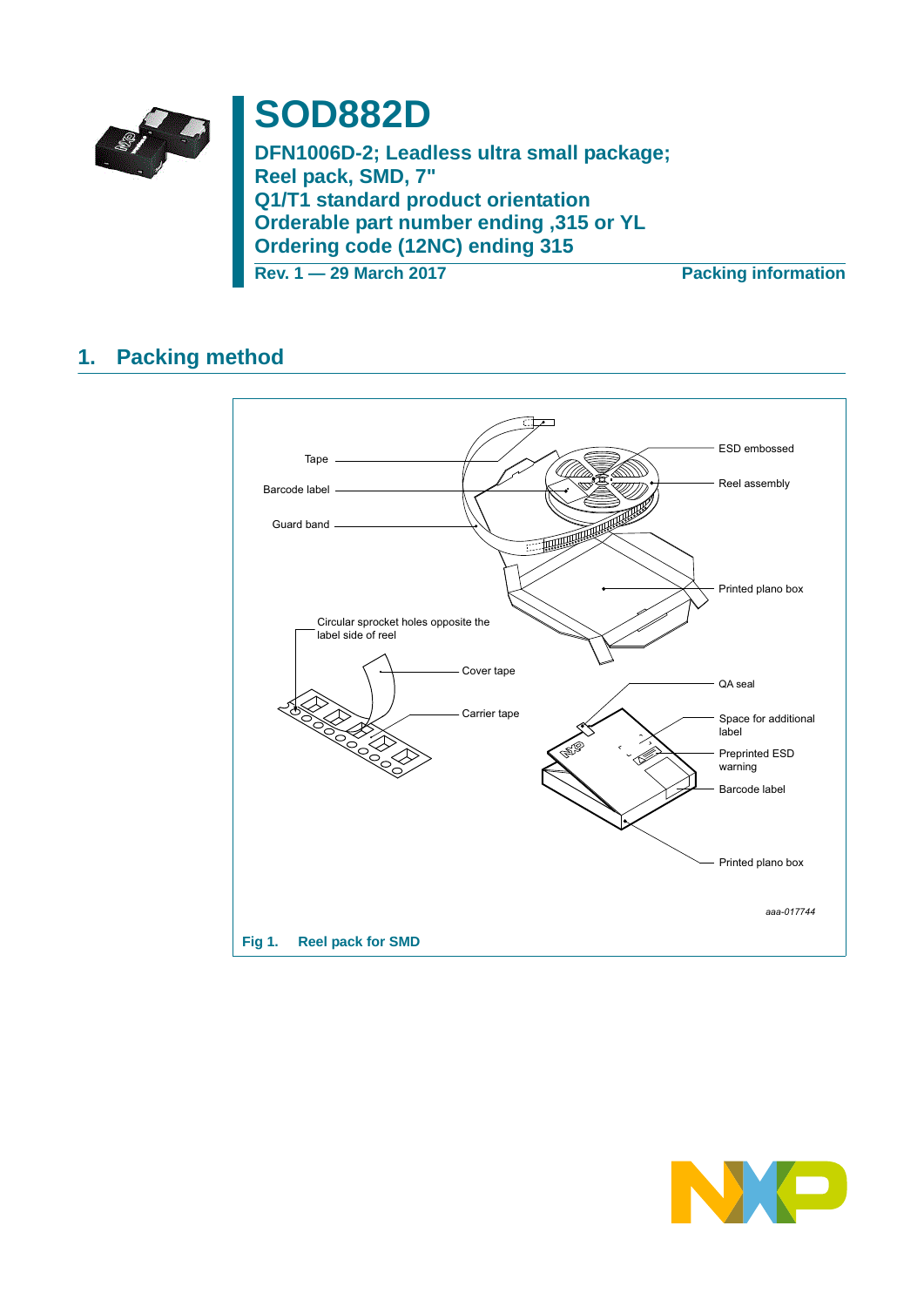# SOD882D

**DFN1006D-2; Leadless ultra small package;**
**Reel pack, SMD, 7"**
**Q1/T1 standard product orientation**
**Orderable part number ending ,315 or YL**
**Ordering code (12NC) ending 315**

**Rev. 1 — 29 March 2017** **Packing information**

## 1. Packing method

Fig 1. Reel pack for SMD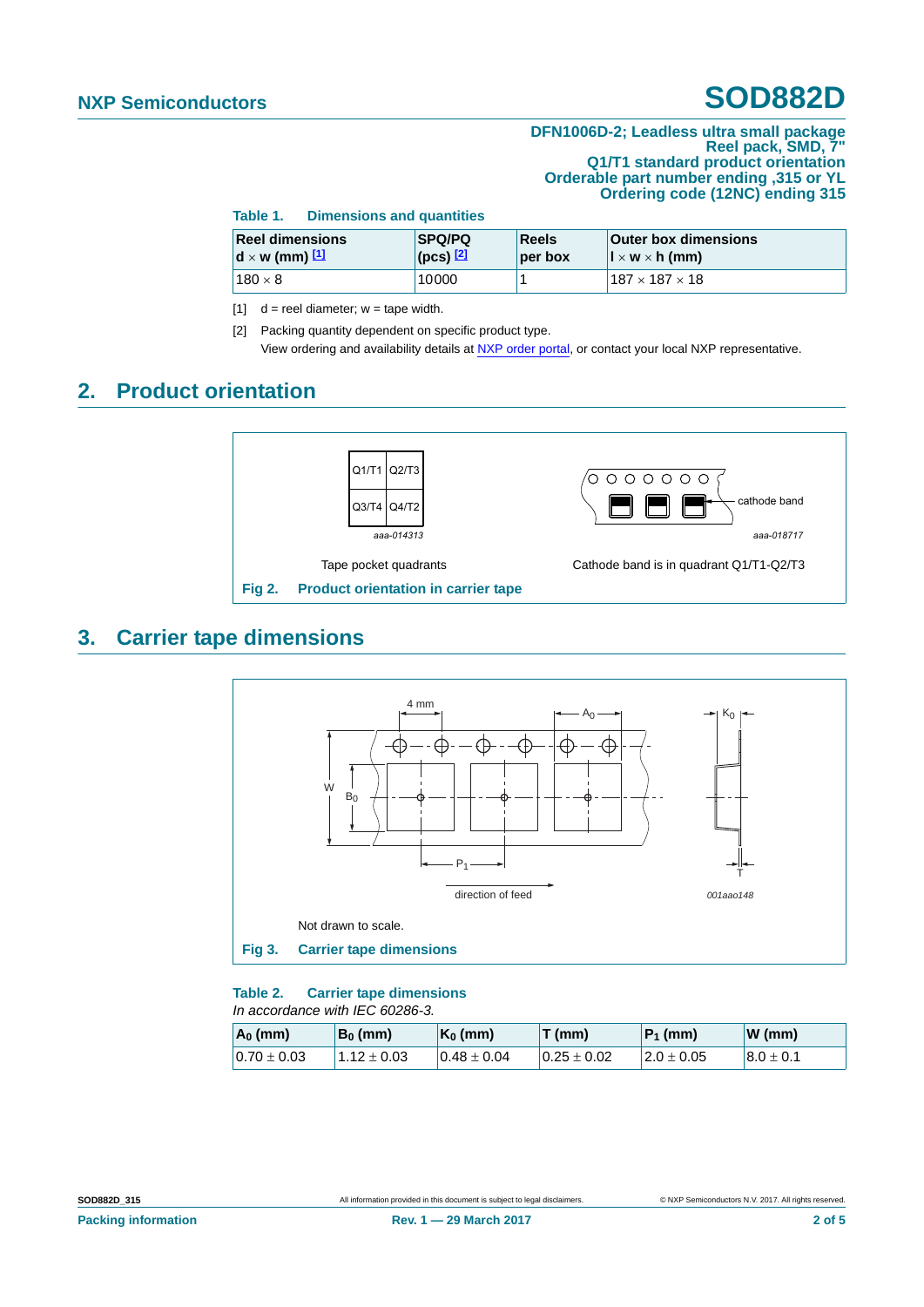DFN1006D-2; Leadless ultra small package
Reel pack, SMD, 7"
Q1/T1 standard product orientation
Orderable part number ending ,315 or YL
Ordering code (12NC) ending 315

**Table 1. Dimensions and quantities**

| Reel dimensions d × w (mm) [1] | SPQ/PQ (pcs) [2] | Reels per box | Outer box dimensions l × w × h (mm) |
|---|---|---|---|
| 180 × 8 | 10000 | 1 | 187 × 187 × 18 |

[1] d = reel diameter; w = tape width.

[2] Packing quantity dependent on specific product type.
View ordering and availability details at NXP order portal, or contact your local NXP representative.

## 2. Product orientation

Tape pocket quadrants

Cathode band is in quadrant Q1/T1-Q2/T3

**Fig 2. Product orientation in carrier tape**

## 3. Carrier tape dimensions

Not drawn to scale.

**Fig 3. Carrier tape dimensions**

**Table 2. Carrier tape dimensions**
*In accordance with IEC 60286-3.*

| $A_0$ (mm) | $B_0$ (mm) | $K_0$ (mm) | T (mm) | $P_1$ (mm) | W (mm) |
|---|---|---|---|---|---|
| 0.70 ± 0.03 | 1.12 ± 0.03 | 0.48 ± 0.04 | 0.25 ± 0.02 | 2.0 ± 0.05 | 8.0 ± 0.1 |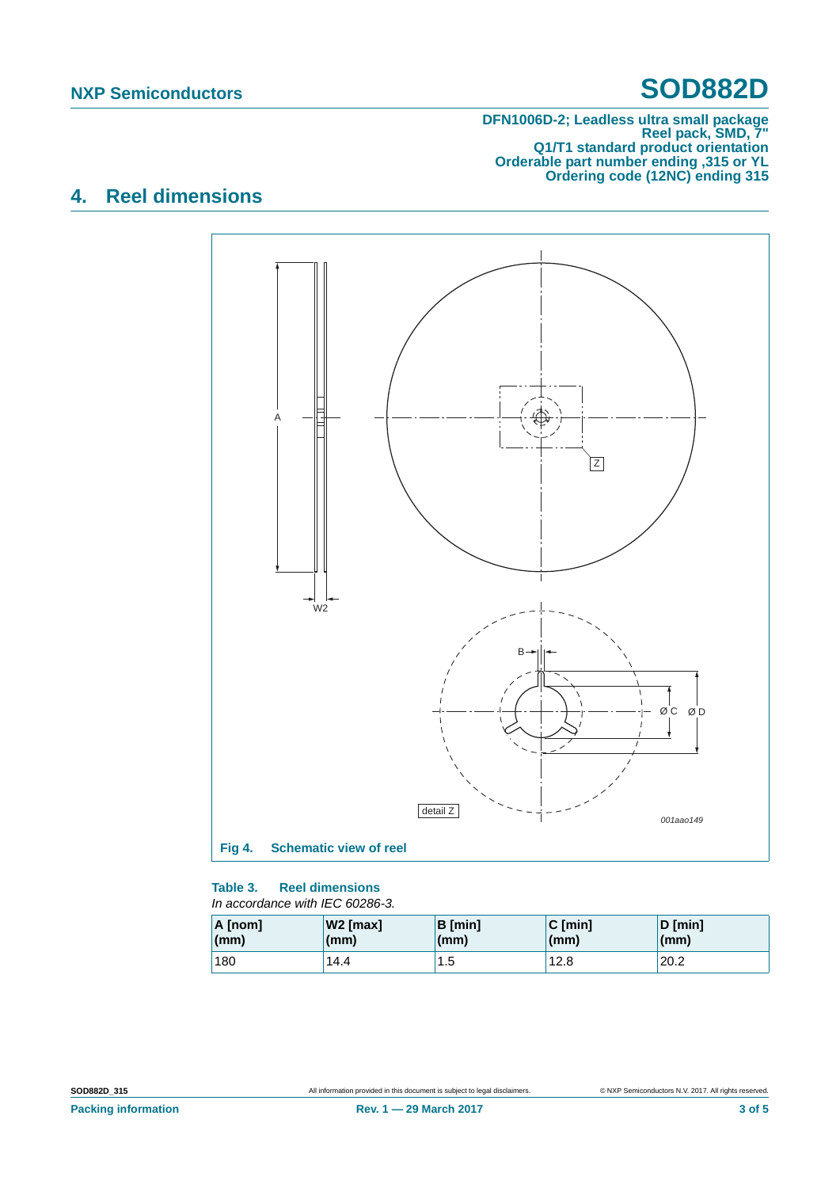## 4. Reluctantly omitted header check

## 4. Reel dimensions

Fig 4. Schematic view of reel

**Table 3. Reel dimensions**

*In accordance with IEC 60286-3.*

| A [nom] (mm) | W2 [max] (mm) | B [min] (mm) | C [min] (mm) | D [min] (mm) |
|---|---|---|---|---|
| 180 | 14.4 | 1.5 | 12.8 | 20.2 |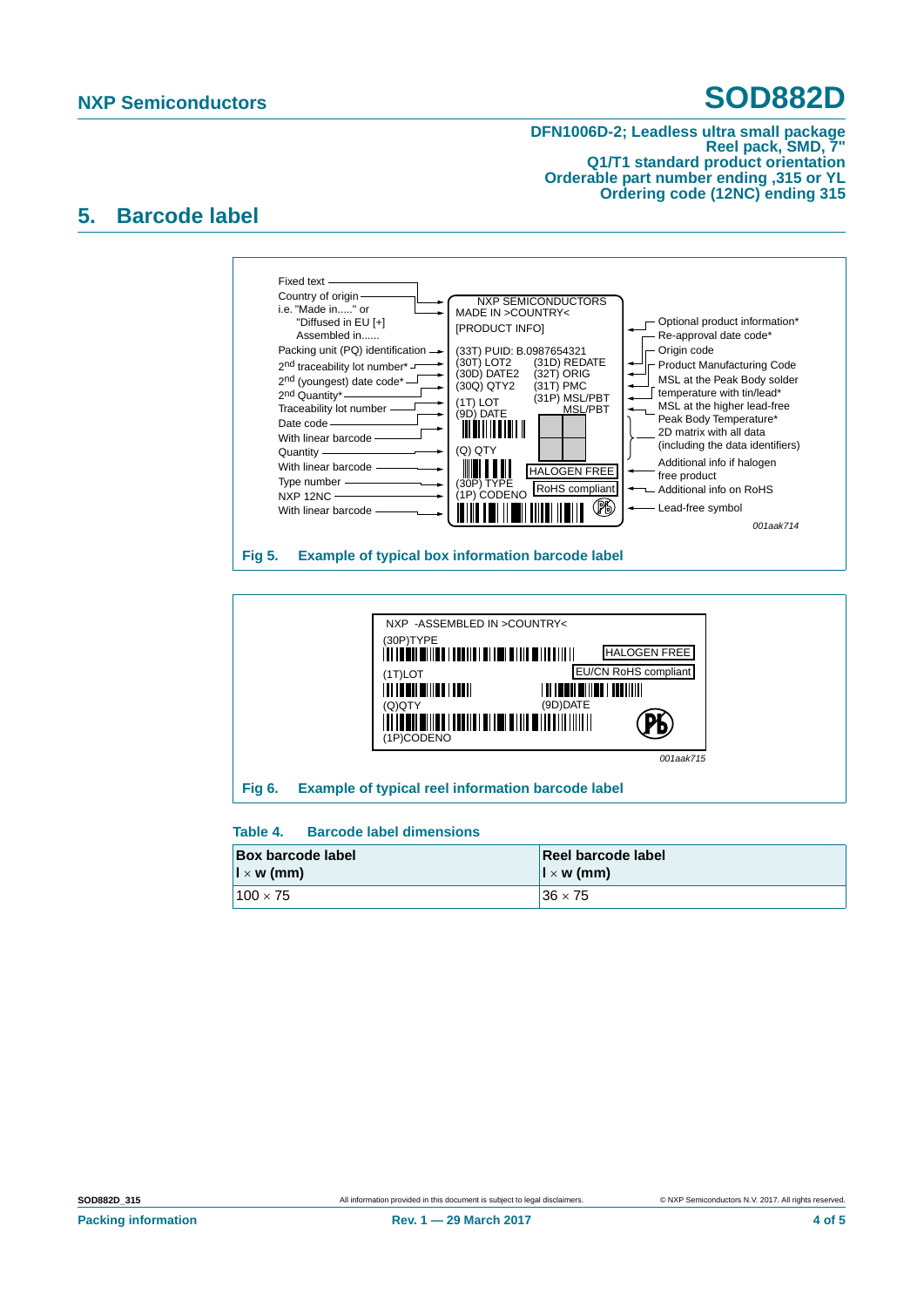## 5. Barcode label

Fixed text
Country of origin
i.e. "Made in....." or
"Diffused in EU [+]
Assembled in......
Packing unit (PQ) identification
2nd traceability lot number*
2nd (youngest) date code*
2nd Quantity*
Traceability lot number
Date code
With linear barcode
Quantity
With linear barcode
Type number
NXP 12NC
With linear barcode

NXP SEMICONDUCTORS
MADE IN >COUNTRY<
[PRODUCT INFO]
(33T) PUID: B.0987654321
(30T) LOT2 (31D) REDATE
(30D) DATE2 (32T) ORIG
(30Q) QTY2 (31T) PMC
(1T) LOT (31P) MSL/PBT
(9D) DATE MSL/PBT
(Q) QTY
HALOGEN FREE
(30P) TYPE
(1P) CODENO
RoHS compliant

Optional product information*
Re-approval date code*
Origin code
Product Manufacturing Code
MSL at the Peak Body solder temperature with tin/lead*
MSL at the higher lead-free Peak Body Temperature*
2D matrix with all data (including the data identifiers)
Additional info if halogen free product
Additional info on RoHS
Lead-free symbol

001aak714

**Fig 5. Example of typical box information barcode label**

NXP -ASSEMBLED IN >COUNTRY<
(30P)TYPE
HALOGEN FREE
(1T)LOT
EU/CN RoHS compliant
(Q)QTY
(9D)DATE
(1P)CODENO

001aak715

**Fig 6. Example of typical reel information barcode label**

**Table 4. Barcode label dimensions**

| Box barcode label<br>l × w (mm) | Reel barcode label<br>l × w (mm) |
|---|---|
| 100 × 75 | 36 × 75 |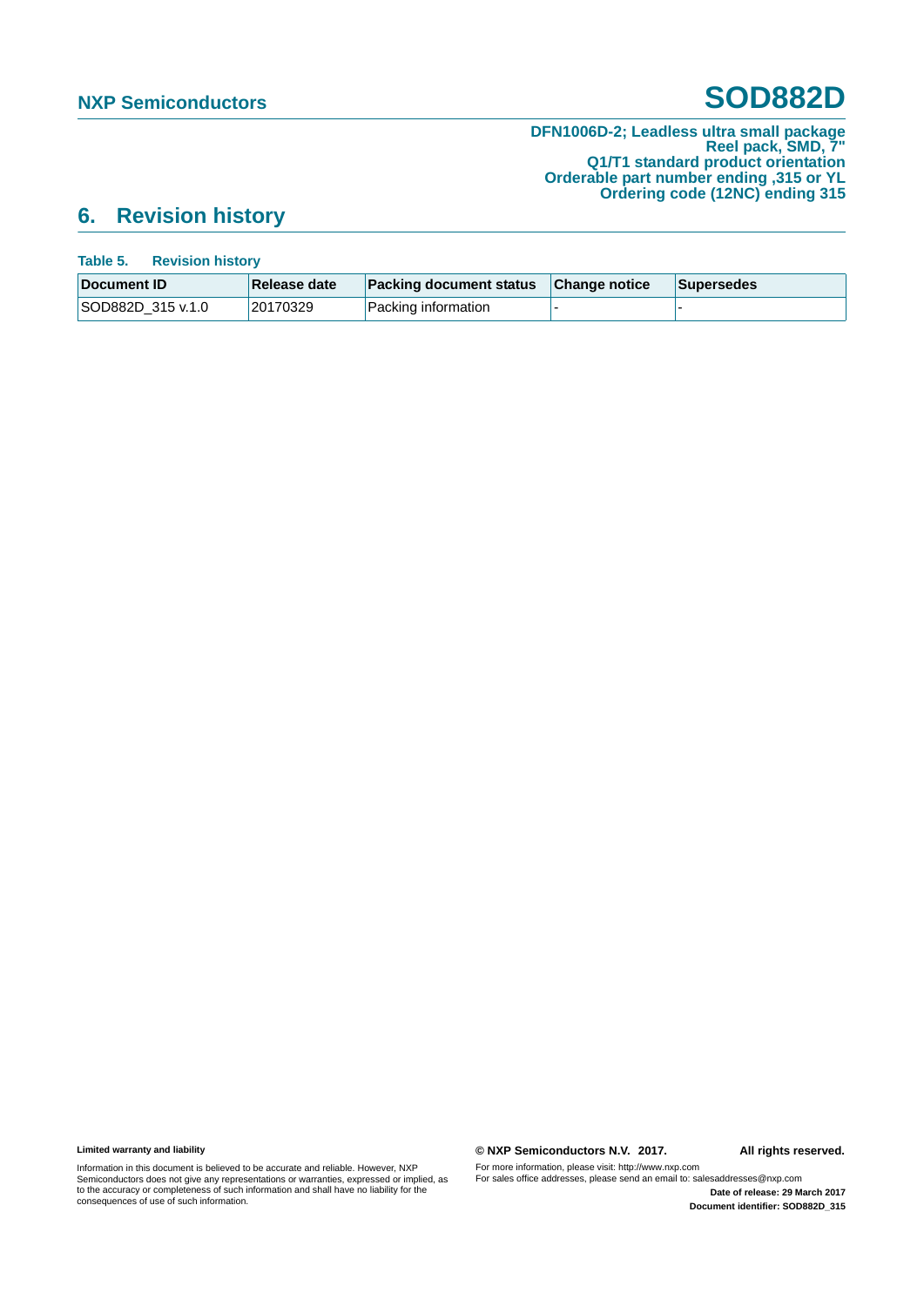## 6. Revision history

**Table 5. Revision history**

| Document ID | Release date | Packing document status | Change notice | Supersedes |
|---|---|---|---|---|
| SOD882D_315 v.1.0 | 20170329 | Packing information | - | - |

**Limited warranty and liability**

Information in this document is believed to be accurate and reliable. However, NXP Semiconductors does not give any representations or warranties, expressed or implied, as to the accuracy or completeness of such information and shall have no liability for the consequences of use of such information.

**© NXP Semiconductors N.V. 2017. All rights reserved.**

For more information, please visit: http://www.nxp.com
For sales office addresses, please send an email to: salesaddresses@nxp.com

**Date of release: 29 March 2017**
**Document identifier: SOD882D_315**